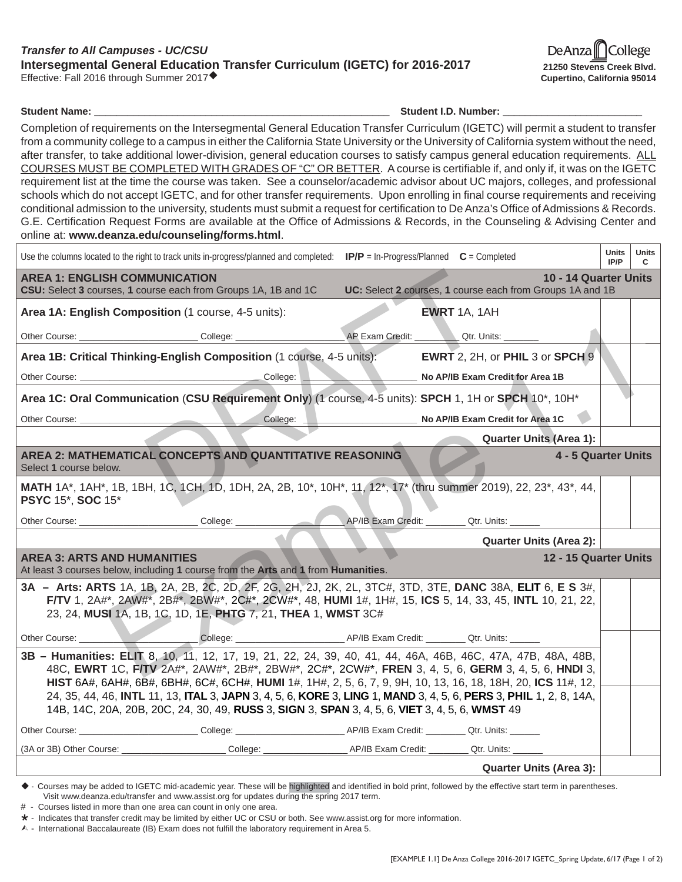***Transfer to All Campuses - UC/CSU***
**Intersegmental General Education Transfer Curriculum (IGETC) for 2016-2017**
Effective: Fall 2016 through Summer 2017◆

De Anza College
**21250 Stevens Creek Blvd.**
**Cupertino, California 95014**

**Student Name:** ______________________ **Student I.D. Number:** ______________________

Completion of requirements on the Intersegmental General Education Transfer Curriculum (IGETC) will permit a student to transfer from a community college to a campus in either the California State University or the University of California system without the need, after transfer, to take additional lower-division, general education courses to satisfy campus general education requirements. ALL COURSES MUST BE COMPLETED WITH GRADES OF "C" OR BETTER. A course is certifiable if, and only if, it was on the IGETC requirement list at the time the course was taken. See a counselor/academic advisor about UC majors, colleges, and professional schools which do not accept IGETC, and for other transfer requirements. Upon enrolling in final course requirements and receiving conditional admission to the university, students must submit a request for certification to De Anza's Office of Admissions & Records. G.E. Certification Request Forms are available at the Office of Admissions & Records, in the Counseling & Advising Center and online at: **www.deanza.edu/counseling/forms.html**.

| Use the columns located to the right to track units in-progress/planned and completed: **IP/P** = In-Progress/Planned **C** = Completed | Units IP/P | Units C |
|---|---|---|
| **AREA 1: ENGLISH COMMUNICATION** — **10 - 14 Quarter Units**<br>**CSU:** Select **3** courses, **1** course each from Groups 1A, 1B and 1C — **UC:** Select **2** courses, **1** course each from Groups 1A and 1B | | |
| **Area 1A: English Composition** (1 course, 4-5 units): **EWRT** 1A, 1AH<br>Other Course: ______ College: ______ AP Exam Credit: ______ Qtr. Units: ______ | | |
| **Area 1B: Critical Thinking-English Composition** (1 course, 4-5 units): **EWRT** 2, 2H, or **PHIL** 3 or **SPCH** 9<br>Other Course: ______ College: ______ **No AP/IB Exam Credit for Area 1B** | | |
| **Area 1C: Oral Communication** (**CSU Requirement Only**) (1 course, 4-5 units): **SPCH** 1, 1H or **SPCH** 10*, 10H*<br>Other Course: ______ College: ______ **No AP/IB Exam Credit for Area 1C** | | |
| **Quarter Units (Area 1):** | | |
| **AREA 2: MATHEMATICAL CONCEPTS AND QUANTITATIVE REASONING** — **4 - 5 Quarter Units**<br>Select **1** course below. | | |
| **MATH** 1A*, 1AH*, 1B, 1BH, 1C, 1CH, 1D, 1DH, 2A, 2B, 10*, 10H*, 11, 12*, 17* (thru summer 2019), 22, 23*, 43*, 44, **PSYC** 15*, **SOC** 15*<br>Other Course: ______ College: ______ AP/IB Exam Credit: ______ Qtr. Units: ______ | | |
| **Quarter Units (Area 2):** | | |
| **AREA 3: ARTS AND HUMANITIES** — **12 - 15 Quarter Units**<br>At least 3 courses below, including **1** course from the **Arts** and **1** from **Humanities**. | | |
| **3A – Arts: ARTS** 1A, 1B, 2A, 2B, 2C, 2D, 2F, 2G, 2H, 2J, 2K, 2L, 3TC#, 3TD, 3TE, **DANC** 38A, **ELIT** 6, **E S** 3#, **F/TV** 1, 2A#*, 2AW#*, 2B#*, 2BW#*, 2C#*, 2CW#*, 48, **HUMI** 1#, 1H#, 15, **ICS** 5, 14, 33, 45, **INTL** 10, 21, 22, 23, 24, **MUSI** 1A, 1B, 1C, 1D, 1E, **PHTG** 7, 21, **THEA** 1, **WMST** 3C#<br>Other Course: ______ College: ______ AP/IB Exam Credit: ______ Qtr. Units: ______ | | |
| **3B – Humanities: ELIT** 8, 10, 11, 12, 17, 19, 21, 22, 24, 39, 40, 41, 44, 46A, 46B, 46C, 47A, 47B, 48A, 48B, 48C, **EWRT** 1C, **F/TV** 2A#*, 2AW#*, 2B#*, 2BW#*, 2C#*, 2CW#*, **FREN** 3, 4, 5, 6, **GERM** 3, 4, 5, 6, **HNDI** 3, **HIST** 6A#, 6AH#, 6B#, 6BH#, 6C#, 6CH#, **HUMI** 1#, 1H#, 2, 5, 6, 7, 9, 9H, 10, 13, 16, 18, 18H, 20, **ICS** 11#, 12, 24, 35, 44, 46, **INTL** 11, 13, **ITAL** 3, **JAPN** 3, 4, 5, 6, **KORE** 3, **LING** 1, **MAND** 3, 4, 5, 6, **PERS** 3, **PHIL** 1, 2, 8, 14A, 14B, 14C, 20A, 20B, 20C, 24, 30, 49, **RUSS** 3, **SIGN** 3, **SPAN** 3, 4, 5, 6, **VIET** 3, 4, 5, 6, **WMST** 49<br>Other Course: ______ College: ______ AP/IB Exam Credit: ______ Qtr. Units: ______<br>(3A or 3B) Other Course: ______ College: ______ AP/IB Exam Credit: ______ Qtr. Units: ______ | | |
| **Quarter Units (Area 3):** | | |

◆ - Courses may be added to IGETC mid-academic year. These will be highlighted and identified in bold print, followed by the effective start term in parentheses. Visit www.deanza.edu/transfer and www.assist.org for updates during the spring 2017 term.
\# - Courses listed in more than one area can count in only one area.
\* - Indicates that transfer credit may be limited by either UC or CSU or both. See www.assist.org for more information.
Ѧ - International Baccalaureate (IB) Exam does not fulfill the laboratory requirement in Area 5.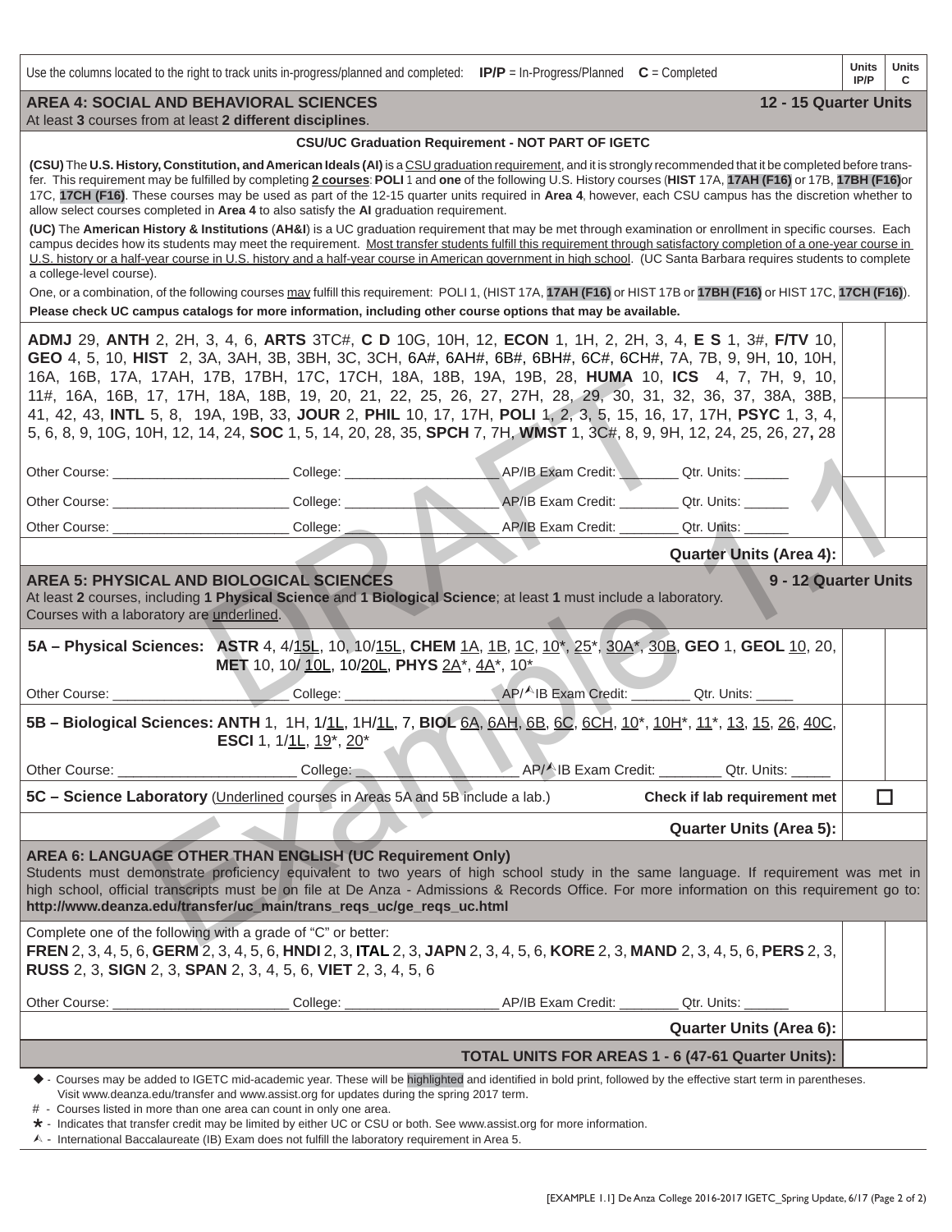Use the columns located to the right to track units in-progress/planned and completed: **IP/P** = In-Progress/Planned **C** = Completed | **Units IP/P** | **Units C**

## AREA 4: SOCIAL AND BEHAVIORAL SCIENCES — 12 - 15 Quarter Units

At least **3** courses from at least **2 different disciplines**.

**CSU/UC Graduation Requirement - NOT PART OF IGETC**

**(CSU)** The **U.S. History, Constitution, and American Ideals (AI)** is a CSU graduation requirement, and it is strongly recommended that it be completed before transfer. This requirement may be fulfilled by completing **2 courses**: **POLI** 1 and **one** of the following U.S. History courses (**HIST** 17A, **17AH (F16)** or 17B, **17BH (F16)** or 17C, **17CH (F16)**. These courses may be used as part of the 12-15 quarter units required in **Area 4**, however, each CSU campus has the discretion whether to allow select courses completed in **Area 4** to also satisfy the **AI** graduation requirement.

**(UC)** The **American History & Institutions** (**AH&I**) is a UC graduation requirement that may be met through examination or enrollment in specific courses. Each campus decides how its students may meet the requirement. Most transfer students fulfill this requirement through satisfactory completion of a one-year course in U.S. history or a half-year course in U.S. history and a half-year course in American government in high school. (UC Santa Barbara requires students to complete a college-level course).

One, or a combination, of the following courses may fulfill this requirement: POLI 1, (HIST 17A, **17AH (F16)** or HIST 17B or **17BH (F16)** or HIST 17C, **17CH (F16)**).

**Please check UC campus catalogs for more information, including other course options that may be available.**

**ADMJ** 29, **ANTH** 2, 2H, 3, 4, 6, **ARTS** 3TC#, **C D** 10G, 10H, 12, **ECON** 1, 1H, 2, 2H, 3, 4, **E S** 1, 3#, **F/TV** 10, **GEO** 4, 5, 10, **HIST** 2, 3A, 3AH, 3B, 3BH, 3C, 3CH, 6A#, 6AH#, 6B#, 6BH#, 6C#, 6CH#, 7A, 7B, 9, 9H, 10, 10H, 16A, 16B, 17A, 17AH, 17B, 17BH, 17C, 17CH, 18A, 18B, 19A, 19B, 28, **HUMA** 10, **ICS** 4, 7, 7H, 9, 10, 11#, 16A, 16B, 17, 17H, 18A, 18B, 19, 20, 21, 22, 25, 26, 27, 27H, 28, 29, 30, 31, 32, 36, 37, 38A, 38B, 41, 42, 43, **INTL** 5, 8, 19A, 19B, 33, **JOUR** 2, **PHIL** 10, 17, 17H, **POLI** 1, 2, 3, 5, 15, 16, 17, 17H, **PSYC** 1, 3, 4, 5, 6, 8, 9, 10G, 10H, 12, 14, 24, **SOC** 1, 5, 14, 20, 28, 35, **SPCH** 7, 7H, **WMST** 1, 3C#, 8, 9, 9H, 12, 24, 25, 26, 27, 28

Other Course: ______________ College: ______________ AP/IB Exam Credit: ________ Qtr. Units: ______

Other Course: ______________ College: ______________ AP/IB Exam Credit: ________ Qtr. Units: ______

Other Course: ______________ College: ______________ AP/IB Exam Credit: ________ Qtr. Units: ______

**Quarter Units (Area 4):**

## AREA 5: PHYSICAL AND BIOLOGICAL SCIENCES — 9 - 12 Quarter Units

At least **2** courses, including **1 Physical Science** and **1 Biological Science**; at least **1** must include a laboratory. Courses with a laboratory are underlined.

**5A – Physical Sciences:** **ASTR** 4, 4/15L, 10, 10/15L, **CHEM** 1A, 1B, 1C, 10*, 25*, 30A*, 30B, **GEO** 1, **GEOL** 10, 20, **MET** 10, 10/ 10L, 10/20L, **PHYS** 2A*, 4A*, 10*

Other Course: ______________ College: ______________ AP/^IB Exam Credit: ________ Qtr. Units: _____

**5B – Biological Sciences:** **ANTH** 1, 1H, 1/1L, 1H/1L, 7, **BIOL** 6A, 6AH, 6B, 6C, 6CH, 10*, 10H*, 11*, 13, 15, 26, 40C, **ESCI** 1, 1/1L, 19*, 20*

Other Course: ______________ College: ______________ AP/^IB Exam Credit: ________ Qtr. Units: _____

**5C – Science Laboratory** (Underlined courses in Areas 5A and 5B include a lab.) **Check if lab requirement met** ☐

**Quarter Units (Area 5):**

## AREA 6: LANGUAGE OTHER THAN ENGLISH (UC Requirement Only)

Students must demonstrate proficiency equivalent to two years of high school study in the same language. If requirement was met in high school, official transcripts must be on file at De Anza - Admissions & Records Office. For more information on this requirement go to: **http://www.deanza.edu/transfer/uc_main/trans_reqs_uc/ge_reqs_uc.html**

Complete one of the following with a grade of "C" or better:
**FREN** 2, 3, 4, 5, 6, **GERM** 2, 3, 4, 5, 6, **HNDI** 2, 3, **ITAL** 2, 3, **JAPN** 2, 3, 4, 5, 6, **KORE** 2, 3, **MAND** 2, 3, 4, 5, 6, **PERS** 2, 3, **RUSS** 2, 3, **SIGN** 2, 3, **SPAN** 2, 3, 4, 5, 6, **VIET** 2, 3, 4, 5, 6

Other Course: ______________ College: ______________ AP/IB Exam Credit: ________ Qtr. Units: ______

**Quarter Units (Area 6):**

**TOTAL UNITS FOR AREAS 1 - 6 (47-61 Quarter Units):**

- ◆ - Courses may be added to IGETC mid-academic year. These will be highlighted and identified in bold print, followed by the effective start term in parentheses. Visit www.deanza.edu/transfer and www.assist.org for updates during the spring 2017 term.
- # - Courses listed in more than one area can count in only one area.
- * - Indicates that transfer credit may be limited by either UC or CSU or both. See www.assist.org for more information.
- ^ - International Baccalaureate (IB) Exam does not fulfill the laboratory requirement in Area 5.

[EXAMPLE 1.1] De Anza College 2016-2017 IGETC_Spring Update, 6/17